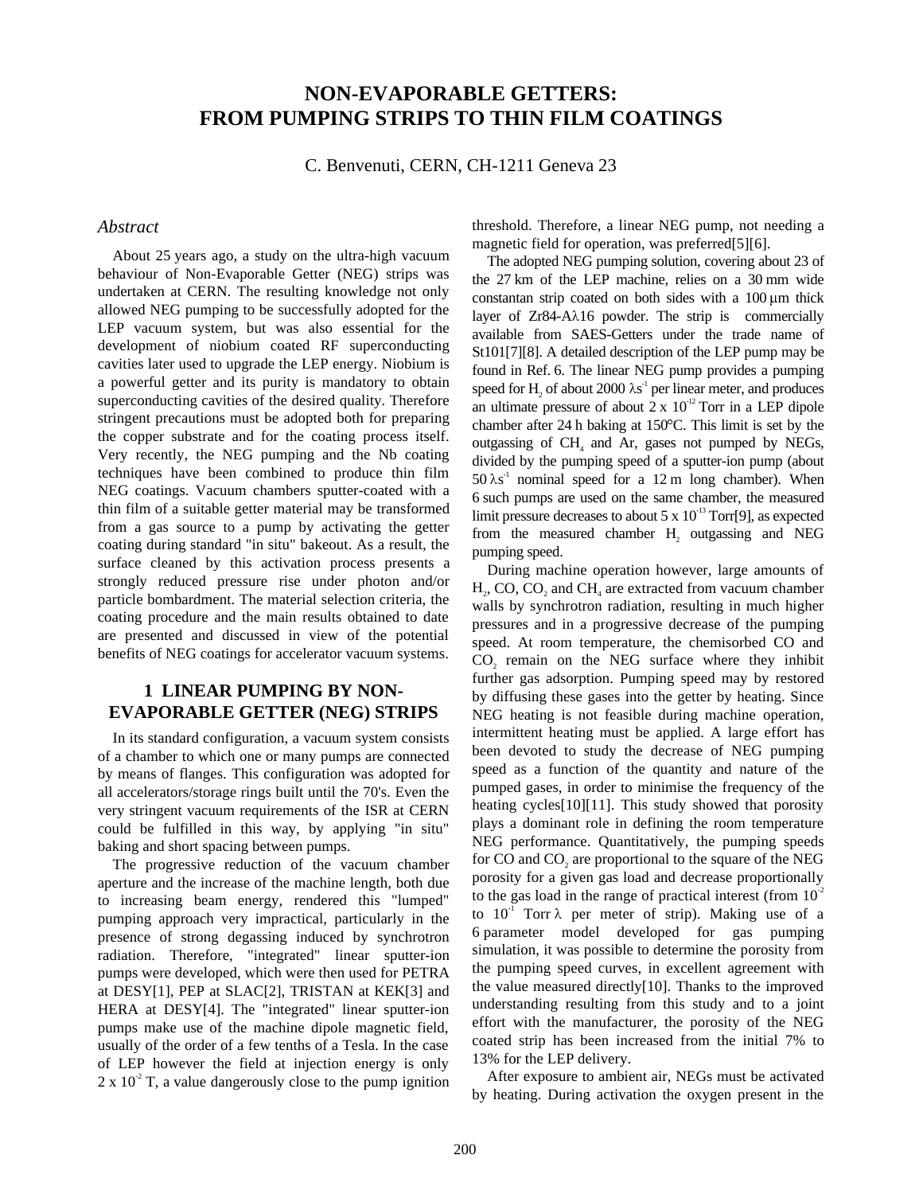# NON-EVAPORABLE GETTERS: FROM PUMPING STRIPS TO THIN FILM COATINGS

C. Benvenuti, CERN, CH-1211 Geneva 23

### *Abstract*

About 25 years ago, a study on the ultra-high vacuum behaviour of Non-Evaporable Getter (NEG) strips was undertaken at CERN. The resulting knowledge not only allowed NEG pumping to be successfully adopted for the LEP vacuum system, but was also essential for the development of niobium coated RF superconducting cavities later used to upgrade the LEP energy. Niobium is a powerful getter and its purity is mandatory to obtain superconducting cavities of the desired quality. Therefore stringent precautions must be adopted both for preparing the copper substrate and for the coating process itself. Very recently, the NEG pumping and the Nb coating techniques have been combined to produce thin film NEG coatings. Vacuum chambers sputter-coated with a thin film of a suitable getter material may be transformed from a gas source to a pump by activating the getter coating during standard "in situ" bakeout. As a result, the surface cleaned by this activation process presents a strongly reduced pressure rise under photon and/or particle bombardment. The material selection criteria, the coating procedure and the main results obtained to date are presented and discussed in view of the potential benefits of NEG coatings for accelerator vacuum systems.

## 1 LINEAR PUMPING BY NON-EVAPORABLE GETTER (NEG) STRIPS

In its standard configuration, a vacuum system consists of a chamber to which one or many pumps are connected by means of flanges. This configuration was adopted for all accelerators/storage rings built until the 70's. Even the very stringent vacuum requirements of the ISR at CERN could be fulfilled in this way, by applying "in situ" baking and short spacing between pumps.

The progressive reduction of the vacuum chamber aperture and the increase of the machine length, both due to increasing beam energy, rendered this "lumped" pumping approach very impractical, particularly in the presence of strong degassing induced by synchrotron radiation. Therefore, "integrated" linear sputter-ion pumps were developed, which were then used for PETRA at DESY[1], PEP at SLAC[2], TRISTAN at KEK[3] and HERA at DESY[4]. The "integrated" linear sputter-ion pumps make use of the machine dipole magnetic field, usually of the order of a few tenths of a Tesla. In the case of LEP however the field at injection energy is only $2 \times 10^{-2}$ T, a value dangerously close to the pump ignition threshold. Therefore, a linear NEG pump, not needing a magnetic field for operation, was preferred[5][6].

The adopted NEG pumping solution, covering about 23 of the 27 km of the LEP machine, relies on a 30 mm wide constantan strip coated on both sides with a 100 μm thick layer of Zr84-Aλ16 powder. The strip is commercially available from SAES-Getters under the trade name of St101[7][8]. A detailed description of the LEP pump may be found in Ref. 6. The linear NEG pump provides a pumping speed for $H_2$ of about 2000 $\lambda s^{-1}$ per linear meter, and produces an ultimate pressure of about $2 \times 10^{-12}$ Torr in a LEP dipole chamber after 24 h baking at 150°C. This limit is set by the outgassing of $CH_4$ and Ar, gases not pumped by NEGs, divided by the pumping speed of a sputter-ion pump (about 50 $\lambda s^{-1}$ nominal speed for a 12 m long chamber). When 6 such pumps are used on the same chamber, the measured limit pressure decreases to about $5 \times 10^{-13}$ Torr[9], as expected from the measured chamber $H_2$ outgassing and NEG pumping speed.

During machine operation however, large amounts of $H_2$, CO, $CO_2$ and $CH_4$ are extracted from vacuum chamber walls by synchrotron radiation, resulting in much higher pressures and in a progressive decrease of the pumping speed. At room temperature, the chemisorbed CO and $CO_2$ remain on the NEG surface where they inhibit further gas adsorption. Pumping speed may by restored by diffusing these gases into the getter by heating. Since NEG heating is not feasible during machine operation, intermittent heating must be applied. A large effort has been devoted to study the decrease of NEG pumping speed as a function of the quantity and nature of the pumped gases, in order to minimise the frequency of the heating cycles[10][11]. This study showed that porosity plays a dominant role in defining the room temperature NEG performance. Quantitatively, the pumping speeds for CO and $CO_2$ are proportional to the square of the NEG porosity for a given gas load and decrease proportionally to the gas load in the range of practical interest (from $10^{-2}$ to $10^{-1}$ Torr λ per meter of strip). Making use of a 6 parameter model developed for gas pumping simulation, it was possible to determine the porosity from the pumping speed curves, in excellent agreement with the value measured directly[10]. Thanks to the improved understanding resulting from this study and to a joint effort with the manufacturer, the porosity of the NEG coated strip has been increased from the initial 7% to 13% for the LEP delivery.

After exposure to ambient air, NEGs must be activated by heating. During activation the oxygen present in the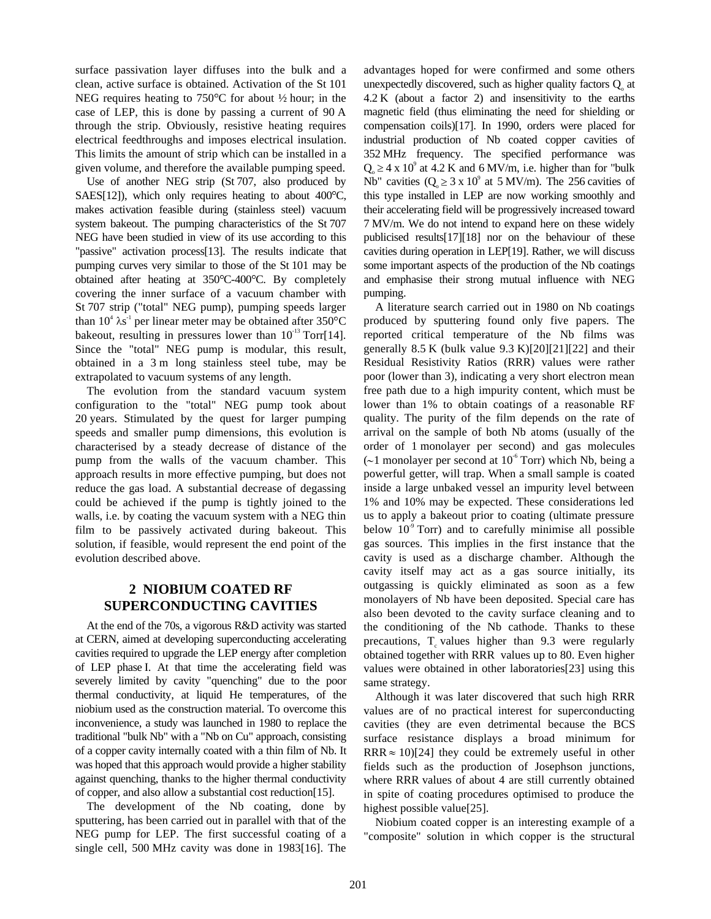surface passivation layer diffuses into the bulk and a clean, active surface is obtained. Activation of the St 101 NEG requires heating to 750°C for about ½ hour; in the case of LEP, this is done by passing a current of 90 A through the strip. Obviously, resistive heating requires electrical feedthroughs and imposes electrical insulation. This limits the amount of strip which can be installed in a given volume, and therefore the available pumping speed.

Use of another NEG strip (St 707, also produced by SAES[12]), which only requires heating to about 400°C, makes activation feasible during (stainless steel) vacuum system bakeout. The pumping characteristics of the St 707 NEG have been studied in view of its use according to this "passive" activation process[13]. The results indicate that pumping curves very similar to those of the St 101 may be obtained after heating at 350°C-400°C. By completely covering the inner surface of a vacuum chamber with St 707 strip ("total" NEG pump), pumping speeds larger than $10^4$ $\lambda s^{-1}$ per linear meter may be obtained after 350°C bakeout, resulting in pressures lower than $10^{-13}$ Torr[14]. Since the "total" NEG pump is modular, this result, obtained in a 3 m long stainless steel tube, may be extrapolated to vacuum systems of any length.

The evolution from the standard vacuum system configuration to the "total" NEG pump took about 20 years. Stimulated by the quest for larger pumping speeds and smaller pump dimensions, this evolution is characterised by a steady decrease of distance of the pump from the walls of the vacuum chamber. This approach results in more effective pumping, but does not reduce the gas load. A substantial decrease of degassing could be achieved if the pump is tightly joined to the walls, i.e. by coating the vacuum system with a NEG thin film to be passively activated during bakeout. This solution, if feasible, would represent the end point of the evolution described above.

## 2 NIOBIUM COATED RF SUPERCONDUCTING CAVITIES

At the end of the 70s, a vigorous R&D activity was started at CERN, aimed at developing superconducting accelerating cavities required to upgrade the LEP energy after completion of LEP phase I. At that time the accelerating field was severely limited by cavity "quenching" due to the poor thermal conductivity, at liquid He temperatures, of the niobium used as the construction material. To overcome this inconvenience, a study was launched in 1980 to replace the traditional "bulk Nb" with a "Nb on Cu" approach, consisting of a copper cavity internally coated with a thin film of Nb. It was hoped that this approach would provide a higher stability against quenching, thanks to the higher thermal conductivity of copper, and also allow a substantial cost reduction[15].

The development of the Nb coating, done by sputtering, has been carried out in parallel with that of the NEG pump for LEP. The first successful coating of a single cell, 500 MHz cavity was done in 1983[16]. The advantages hoped for were confirmed and some others unexpectedly discovered, such as higher quality factors $Q_o$ at 4.2 K (about a factor 2) and insensitivity to the earths magnetic field (thus eliminating the need for shielding or compensation coils)[17]. In 1990, orders were placed for industrial production of Nb coated copper cavities of 352 MHz frequency. The specified performance was $Q_o \geq 4 \times 10^9$ at 4.2 K and 6 MV/m, i.e. higher than for "bulk Nb" cavities ($Q_o \geq 3 \times 10^9$ at 5 MV/m). The 256 cavities of this type installed in LEP are now working smoothly and their accelerating field will be progressively increased toward 7 MV/m. We do not intend to expand here on these widely publicised results[17][18] nor on the behaviour of these cavities during operation in LEP[19]. Rather, we will discuss some important aspects of the production of the Nb coatings and emphasise their strong mutual influence with NEG pumping.

A literature search carried out in 1980 on Nb coatings produced by sputtering found only five papers. The reported critical temperature of the Nb films was generally 8.5 K (bulk value 9.3 K)[20][21][22] and their Residual Resistivity Ratios (RRR) values were rather poor (lower than 3), indicating a very short electron mean free path due to a high impurity content, which must be lower than 1% to obtain coatings of a reasonable RF quality. The purity of the film depends on the rate of arrival on the sample of both Nb atoms (usually of the order of 1 monolayer per second) and gas molecules (~1 monolayer per second at $10^{-6}$ Torr) which Nb, being a powerful getter, will trap. When a small sample is coated inside a large unbaked vessel an impurity level between 1% and 10% may be expected. These considerations led us to apply a bakeout prior to coating (ultimate pressure below $10^{-9}$ Torr) and to carefully minimise all possible gas sources. This implies in the first instance that the cavity is used as a discharge chamber. Although the cavity itself may act as a gas source initially, its outgassing is quickly eliminated as soon as a few monolayers of Nb have been deposited. Special care has also been devoted to the cavity surface cleaning and to the conditioning of the Nb cathode. Thanks to these precautions, $T_c$ values higher than 9.3 were regularly obtained together with RRR values up to 80. Even higher values were obtained in other laboratories[23] using this same strategy.

Although it was later discovered that such high RRR values are of no practical interest for superconducting cavities (they are even detrimental because the BCS surface resistance displays a broad minimum for RRR $\approx$ 10)[24] they could be extremely useful in other fields such as the production of Josephson junctions, where RRR values of about 4 are still currently obtained in spite of coating procedures optimised to produce the highest possible value[25].

Niobium coated copper is an interesting example of a "composite" solution in which copper is the structural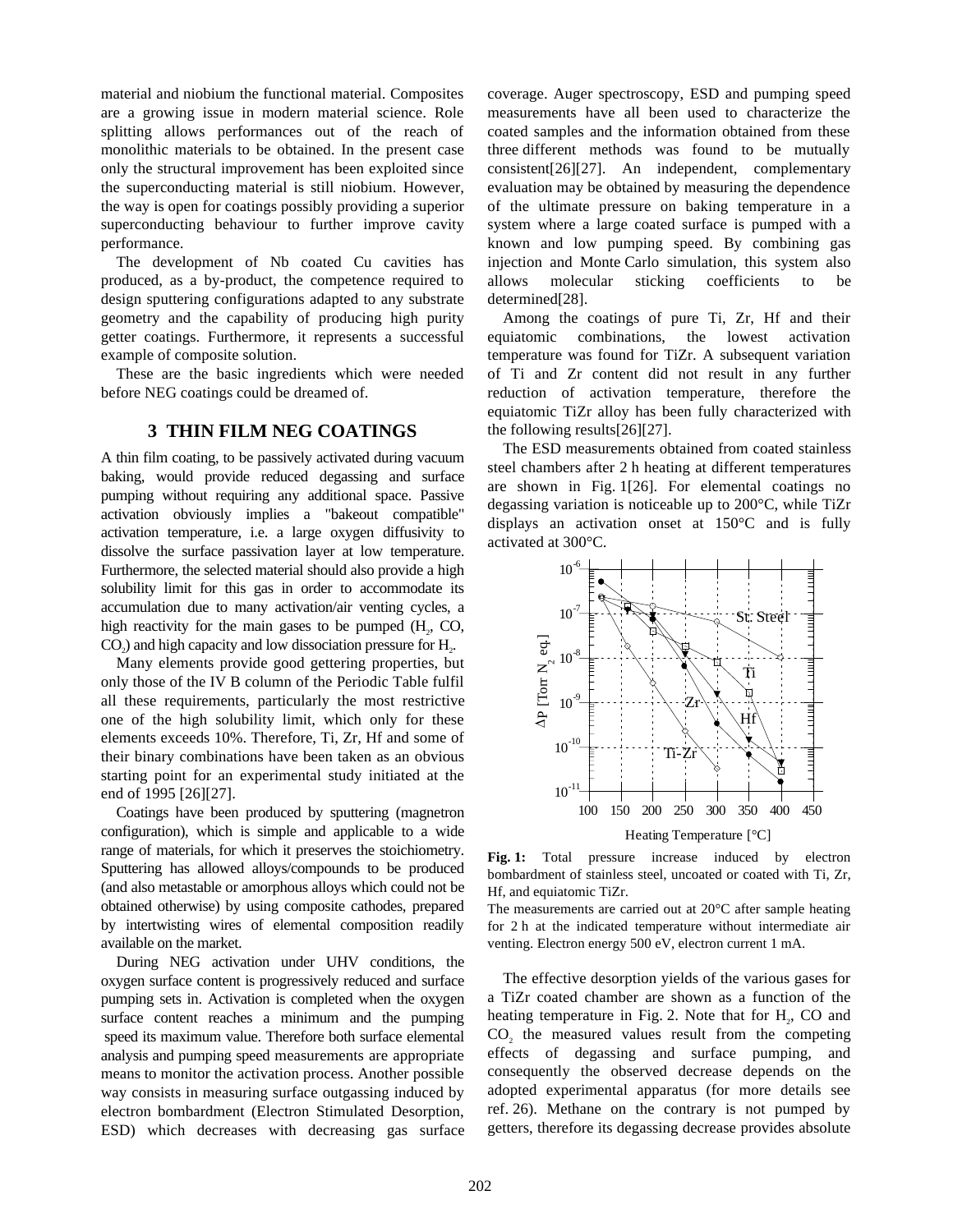material and niobium the functional material. Composites are a growing issue in modern material science. Role splitting allows performances out of the reach of monolithic materials to be obtained. In the present case only the structural improvement has been exploited since the superconducting material is still niobium. However, the way is open for coatings possibly providing a superior superconducting behaviour to further improve cavity performance.

The development of Nb coated Cu cavities has produced, as a by-product, the competence required to design sputtering configurations adapted to any substrate geometry and the capability of producing high purity getter coatings. Furthermore, it represents a successful example of composite solution.

These are the basic ingredients which were needed before NEG coatings could be dreamed of.

## 3 THIN FILM NEG COATINGS

A thin film coating, to be passively activated during vacuum baking, would provide reduced degassing and surface pumping without requiring any additional space. Passive activation obviously implies a "bakeout compatible" activation temperature, i.e. a large oxygen diffusivity to dissolve the surface passivation layer at low temperature. Furthermore, the selected material should also provide a high solubility limit for this gas in order to accommodate its accumulation due to many activation/air venting cycles, a high reactivity for the main gases to be pumped ($H_2$, CO, $CO_2$) and high capacity and low dissociation pressure for $H_2$.

Many elements provide good gettering properties, but only those of the IV B column of the Periodic Table fulfil all these requirements, particularly the most restrictive one of the high solubility limit, which only for these elements exceeds 10%. Therefore, Ti, Zr, Hf and some of their binary combinations have been taken as an obvious starting point for an experimental study initiated at the end of 1995 [26][27].

Coatings have been produced by sputtering (magnetron configuration), which is simple and applicable to a wide range of materials, for which it preserves the stoichiometry. Sputtering has allowed alloys/compounds to be produced (and also metastable or amorphous alloys which could not be obtained otherwise) by using composite cathodes, prepared by intertwisting wires of elemental composition readily available on the market.

During NEG activation under UHV conditions, the oxygen surface content is progressively reduced and surface pumping sets in. Activation is completed when the oxygen surface content reaches a minimum and the pumping speed its maximum value. Therefore both surface elemental analysis and pumping speed measurements are appropriate means to monitor the activation process. Another possible way consists in measuring surface outgassing induced by electron bombardment (Electron Stimulated Desorption, ESD) which decreases with decreasing gas surface coverage. Auger spectroscopy, ESD and pumping speed measurements have all been used to characterize the coated samples and the information obtained from these three different methods was found to be mutually consistent[26][27]. An independent, complementary evaluation may be obtained by measuring the dependence of the ultimate pressure on baking temperature in a system where a large coated surface is pumped with a known and low pumping speed. By combining gas injection and Monte Carlo simulation, this system also allows molecular sticking coefficients to be determined[28].

Among the coatings of pure Ti, Zr, Hf and their equiatomic combinations, the lowest activation temperature was found for TiZr. A subsequent variation of Ti and Zr content did not result in any further reduction of activation temperature, therefore the equiatomic TiZr alloy has been fully characterized with the following results[26][27].

The ESD measurements obtained from coated stainless steel chambers after 2 h heating at different temperatures are shown in Fig. 1[26]. For elemental coatings no degassing variation is noticeable up to 200°C, while TiZr displays an activation onset at 150°C and is fully activated at 300°C.

**Fig. 1:** Total pressure increase induced by electron bombardment of stainless steel, uncoated or coated with Ti, Zr, Hf, and equiatomic TiZr.
The measurements are carried out at 20°C after sample heating for 2 h at the indicated temperature without intermediate air venting. Electron energy 500 eV, electron current 1 mA.

The effective desorption yields of the various gases for a TiZr coated chamber are shown as a function of the heating temperature in Fig. 2. Note that for $H_2$, CO and $CO_2$ the measured values result from the competing effects of degassing and surface pumping, and consequently the observed decrease depends on the adopted experimental apparatus (for more details see ref. 26). Methane on the contrary is not pumped by getters, therefore its degassing decrease provides absolute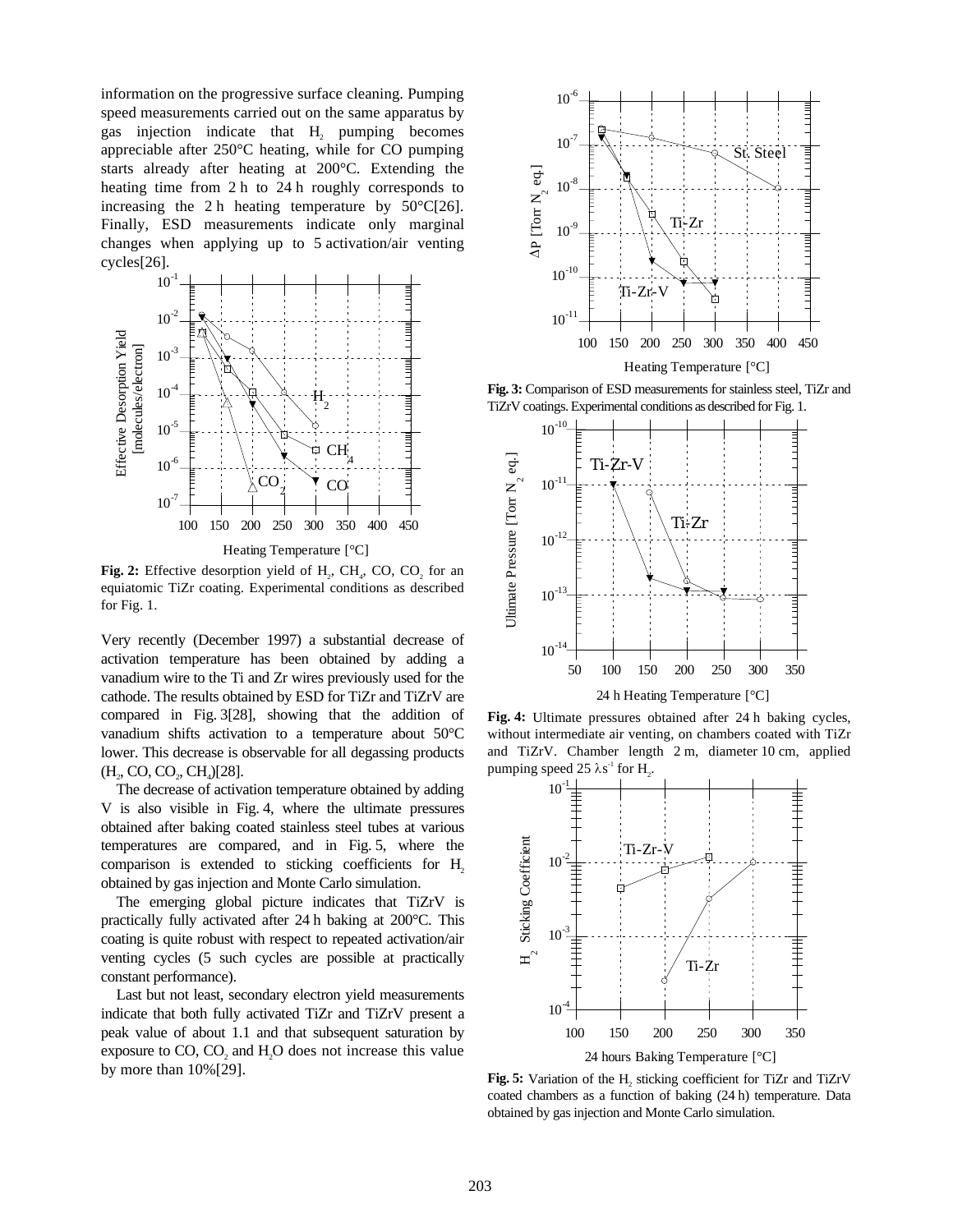information on the progressive surface cleaning. Pumping speed measurements carried out on the same apparatus by gas injection indicate that $H_2$ pumping becomes appreciable after 250°C heating, while for CO pumping starts already after heating at 200°C. Extending the heating time from 2 h to 24 h roughly corresponds to increasing the 2 h heating temperature by 50°C[26]. Finally, ESD measurements indicate only marginal changes when applying up to 5 activation/air venting cycles[26].

**Fig. 2:** Effective desorption yield of $H_2$, $CH_4$, CO, $CO_2$ for an equiatomic TiZr coating. Experimental conditions as described for Fig. 1.

Very recently (December 1997) a substantial decrease of activation temperature has been obtained by adding a vanadium wire to the Ti and Zr wires previously used for the cathode. The results obtained by ESD for TiZr and TiZrV are compared in Fig. 3[28], showing that the addition of vanadium shifts activation to a temperature about 50°C lower. This decrease is observable for all degassing products ($H_2$, CO, $CO_2$, $CH_4$)[28].

The decrease of activation temperature obtained by adding V is also visible in Fig. 4, where the ultimate pressures obtained after baking coated stainless steel tubes at various temperatures are compared, and in Fig. 5, where the comparison is extended to sticking coefficients for $H_2$ obtained by gas injection and Monte Carlo simulation.

The emerging global picture indicates that TiZrV is practically fully activated after 24 h baking at 200°C. This coating is quite robust with respect to repeated activation/air venting cycles (5 such cycles are possible at practically constant performance).

Last but not least, secondary electron yield measurements indicate that both fully activated TiZr and TiZrV present a peak value of about 1.1 and that subsequent saturation by exposure to CO, $CO_2$ and $H_2O$ does not increase this value by more than 10%[29].

**Fig. 3:** Comparison of ESD measurements for stainless steel, TiZr and TiZrV coatings. Experimental conditions as described for Fig. 1.

**Fig. 4:** Ultimate pressures obtained after 24 h baking cycles, without intermediate air venting, on chambers coated with TiZr and TiZrV. Chamber length 2 m, diameter 10 cm, applied pumping speed 25 $\lambda s^{-1}$ for $H_2$.

**Fig. 5:** Variation of the $H_2$ sticking coefficient for TiZr and TiZrV coated chambers as a function of baking (24 h) temperature. Data obtained by gas injection and Monte Carlo simulation.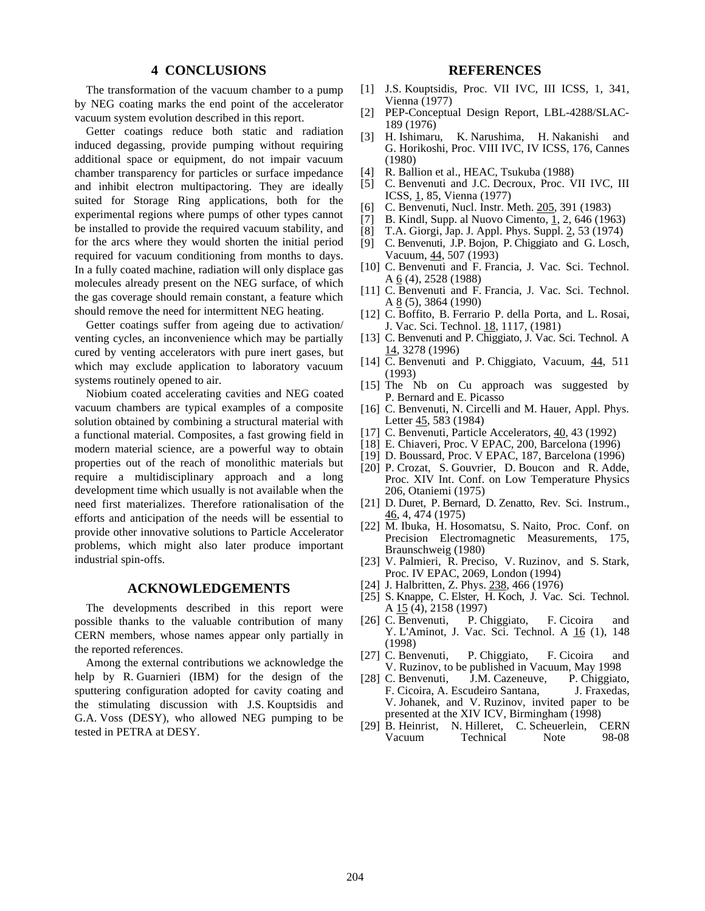## 4 CONCLUSIONS

The transformation of the vacuum chamber to a pump by NEG coating marks the end point of the accelerator vacuum system evolution described in this report.

Getter coatings reduce both static and radiation induced degassing, provide pumping without requiring additional space or equipment, do not impair vacuum chamber transparency for particles or surface impedance and inhibit electron multipactoring. They are ideally suited for Storage Ring applications, both for the experimental regions where pumps of other types cannot be installed to provide the required vacuum stability, and for the arcs where they would shorten the initial period required for vacuum conditioning from months to days. In a fully coated machine, radiation will only displace gas molecules already present on the NEG surface, of which the gas coverage should remain constant, a feature which should remove the need for intermittent NEG heating.

Getter coatings suffer from ageing due to activation/ venting cycles, an inconvenience which may be partially cured by venting accelerators with pure inert gases, but which may exclude application to laboratory vacuum systems routinely opened to air.

Niobium coated accelerating cavities and NEG coated vacuum chambers are typical examples of a composite solution obtained by combining a structural material with a functional material. Composites, a fast growing field in modern material science, are a powerful way to obtain properties out of the reach of monolithic materials but require a multidisciplinary approach and a long development time which usually is not available when the need first materializes. Therefore rationalisation of the efforts and anticipation of the needs will be essential to provide other innovative solutions to Particle Accelerator problems, which might also later produce important industrial spin-offs.

## ACKNOWLEDGEMENTS

The developments described in this report were possible thanks to the valuable contribution of many CERN members, whose names appear only partially in the reported references.

Among the external contributions we acknowledge the help by R. Guarnieri (IBM) for the design of the sputtering configuration adopted for cavity coating and the stimulating discussion with J.S. Kouptsidis and G.A. Voss (DESY), who allowed NEG pumping to be tested in PETRA at DESY.

## REFERENCES

[1] J.S. Kouptsidis, Proc. VII IVC, III ICSS, 1, 341, Vienna (1977)

[2] PEP-Conceptual Design Report, LBL-4288/SLAC-189 (1976)

[3] H. Ishimaru, K. Narushima, H. Nakanishi and G. Horikoshi, Proc. VIII IVC, IV ICSS, 176, Cannes (1980)

[4] R. Ballion et al., HEAC, Tsukuba (1988)

[5] C. Benvenuti and J.C. Decroux, Proc. VII IVC, III ICSS, 1, 85, Vienna (1977)

[6] C. Benvenuti, Nucl. Instr. Meth. 205, 391 (1983)

[7] B. Kindl, Supp. al Nuovo Cimento, 1, 2, 646 (1963)

[8] T.A. Giorgi, Jap. J. Appl. Phys. Suppl. 2, 53 (1974)

[9] C. Benvenuti, J.P. Bojon, P. Chiggiato and G. Losch, Vacuum, 44, 507 (1993)

[10] C. Benvenuti and F. Francia, J. Vac. Sci. Technol. A 6 (4), 2528 (1988)

[11] C. Benvenuti and F. Francia, J. Vac. Sci. Technol. A 8 (5), 3864 (1990)

[12] C. Boffito, B. Ferrario P. della Porta, and L. Rosai, J. Vac. Sci. Technol. 18, 1117, (1981)

[13] C. Benvenuti and P. Chiggiato, J. Vac. Sci. Technol. A 14, 3278 (1996)

[14] C. Benvenuti and P. Chiggiato, Vacuum, 44, 511 (1993)

[15] The Nb on Cu approach was suggested by P. Bernard and E. Picasso

[16] C. Benvenuti, N. Circelli and M. Hauer, Appl. Phys. Letter 45, 583 (1984)

[17] C. Benvenuti, Particle Accelerators, 40, 43 (1992)

[18] E. Chiaveri, Proc. V EPAC, 200, Barcelona (1996)

[19] D. Boussard, Proc. V EPAC, 187, Barcelona (1996)

[20] P. Crozat, S. Gouvrier, D. Boucon and R. Adde, Proc. XIV Int. Conf. on Low Temperature Physics 206, Otaniemi (1975)

[21] D. Duret, P. Bernard, D. Zenatto, Rev. Sci. Instrum., 46, 4, 474 (1975)

[22] M. Ibuka, H. Hosomatsu, S. Naito, Proc. Conf. on Precision Electromagnetic Measurements, 175, Braunschweig (1980)

[23] V. Palmieri, R. Preciso, V. Ruzinov, and S. Stark, Proc. IV EPAC, 2069, London (1994)

[24] J. Halbritten, Z. Phys. 238, 466 (1976)

[25] S. Knappe, C. Elster, H. Koch, J. Vac. Sci. Technol. A 15 (4), 2158 (1997)

[26] C. Benvenuti, P. Chiggiato, F. Cicoira and Y. L'Aminot, J. Vac. Sci. Technol. A 16 (1), 148 (1998)

[27] C. Benvenuti, P. Chiggiato, F. Cicoira and V. Ruzinov, to be published in Vacuum, May 1998

[28] C. Benvenuti, J.M. Cazeneuve, P. Chiggiato, F. Cicoira, A. Escudeiro Santana, J. Fraxedas, V. Johanek, and V. Ruzinov, invited paper to be presented at the XIV ICV, Birmingham (1998)

[29] B. Heinrist, N. Hilleret, C. Scheuerlein, CERN Vacuum Technical Note 98-08